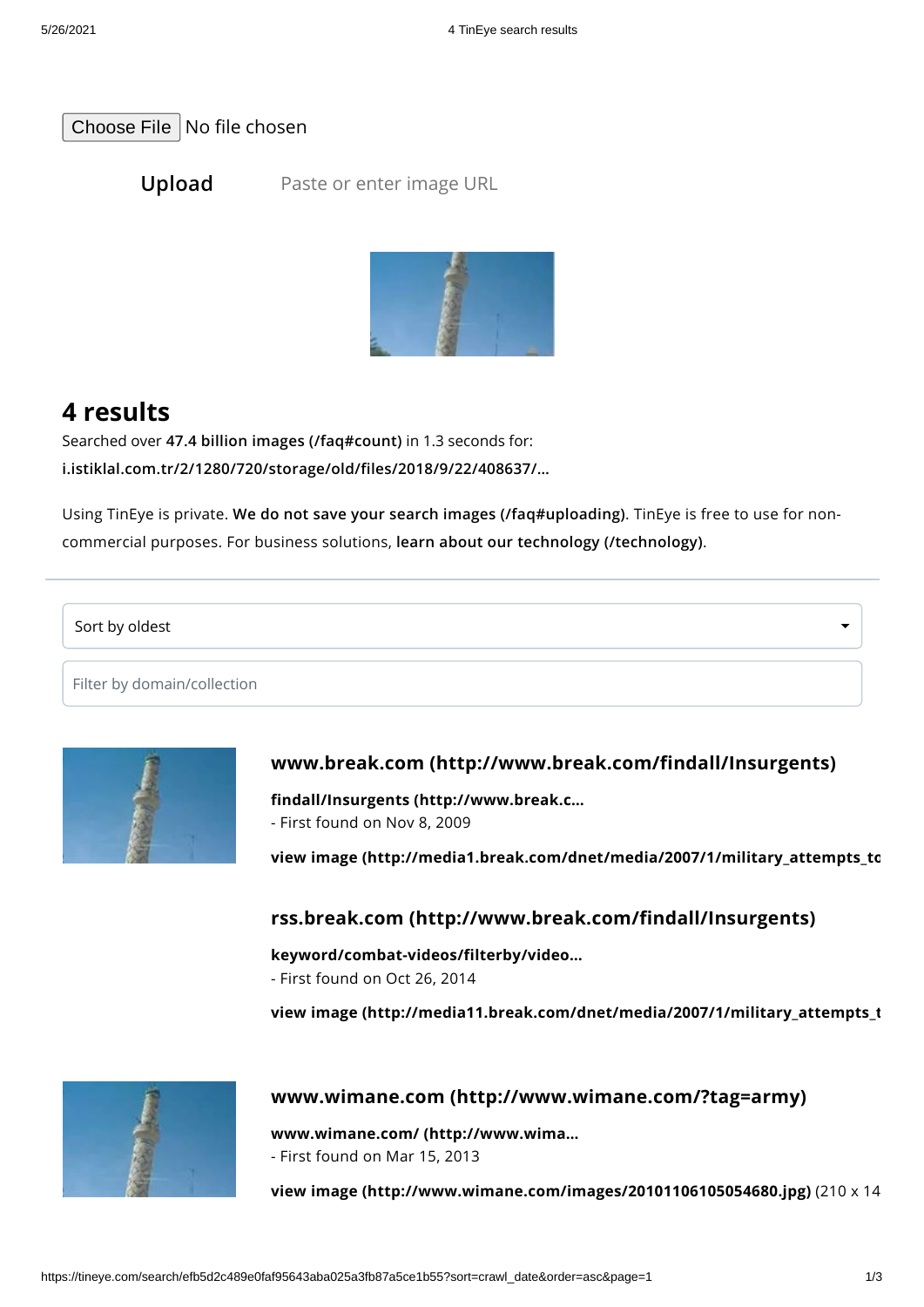Choose File No file chosen

**Upload** Paste or enter image URL

# 4 results

Searched over **47.4 billion images (/faq#count)** in 1.3 seconds for:
**i.istiklal.com.tr/2/1280/720/storage/old/files/2018/9/22/408637/...**

Using TinEye is private. **We do not save your search images (/faq#uploading)**. TinEye is free to use for non-commercial purposes. For business solutions, **learn about our technology (/technology)**.

Sort by oldest

Filter by domain/collection

## www.break.com (http://www.break.com/findall/Insurgents)

**findall/Insurgents (http://www.break.c...**
- First found on Nov 8, 2009

**view image (http://media1.break.com/dnet/media/2007/1/military_attempts_to**

## rss.break.com (http://www.break.com/findall/Insurgents)

**keyword/combat-videos/filterby/video...**
- First found on Oct 26, 2014

**view image (http://media11.break.com/dnet/media/2007/1/military_attempts_t**

## www.wimane.com (http://www.wimane.com/?tag=army)

**www.wimane.com/ (http://www.wima...**
- First found on Mar 15, 2013

**view image (http://www.wimane.com/images/20101106105054680.jpg)** (210 x 14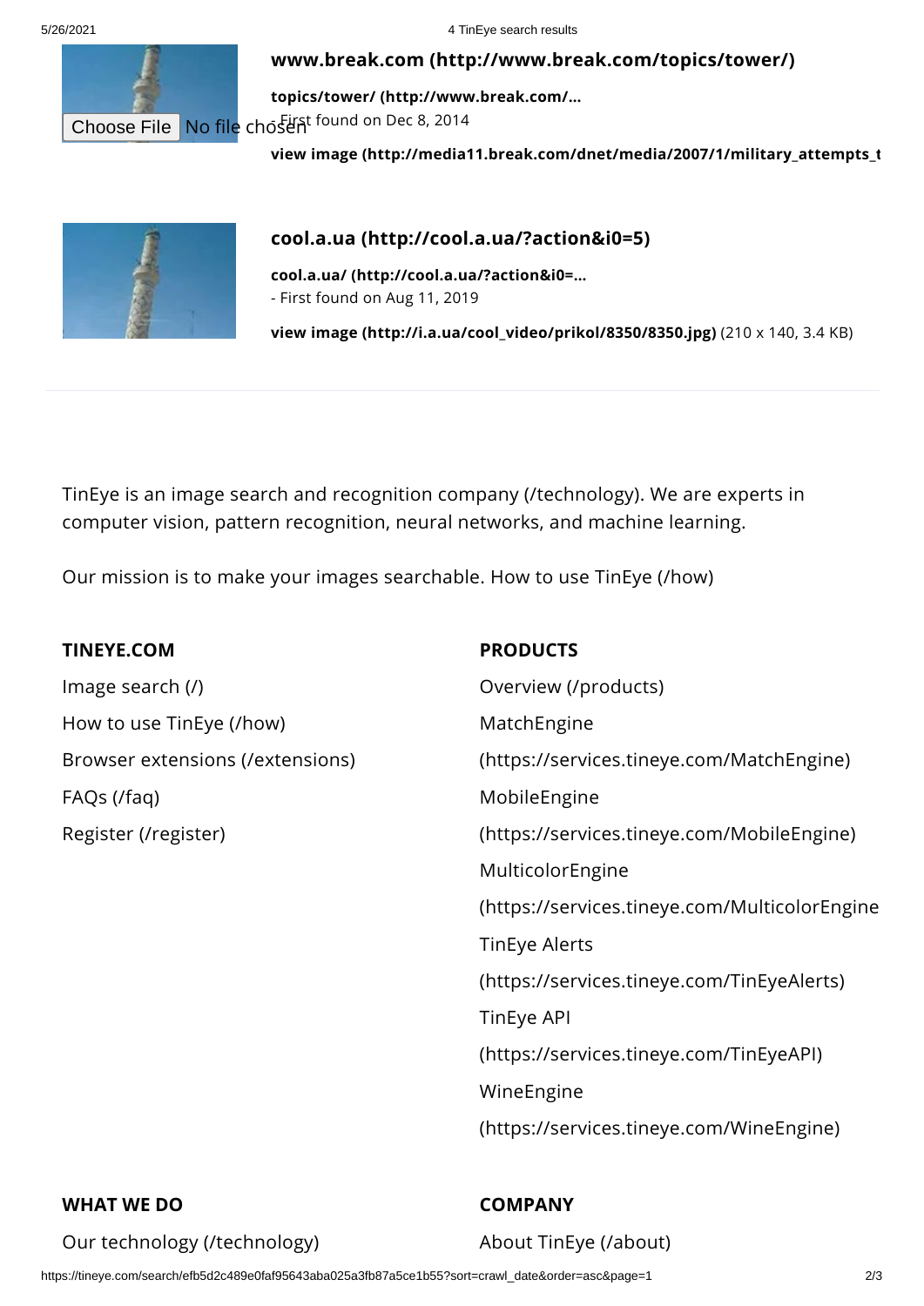**www.break.com (http://www.break.com/topics/tower/)**

**topics/tower/ (http://www.break.com/...**

Choose File No file chosen - First found on Dec 8, 2014

**view image (http://media11.break.com/dnet/media/2007/1/military_attempts_t**

**cool.a.ua (http://cool.a.ua/?action&i0=5)**

**cool.a.ua/ (http://cool.a.ua/?action&i0=...**

- First found on Aug 11, 2019

**view image (http://i.a.ua/cool_video/prikol/8350/8350.jpg)** (210 x 140, 3.4 KB)

TinEye is an image search and recognition company (/technology). We are experts in computer vision, pattern recognition, neural networks, and machine learning.

Our mission is to make your images searchable. How to use TinEye (/how)

**TINEYE.COM**

Image search (/)

How to use TinEye (/how)

Browser extensions (/extensions)

FAQs (/faq)

Register (/register)

**PRODUCTS**

Overview (/products)

MatchEngine (https://services.tineye.com/MatchEngine)

MobileEngine (https://services.tineye.com/MobileEngine)

MulticolorEngine (https://services.tineye.com/MulticolorEngine

TinEye Alerts (https://services.tineye.com/TinEyeAlerts)

TinEye API (https://services.tineye.com/TinEyeAPI)

WineEngine (https://services.tineye.com/WineEngine)

**WHAT WE DO**

Our technology (/technology)

**COMPANY**

About TinEye (/about)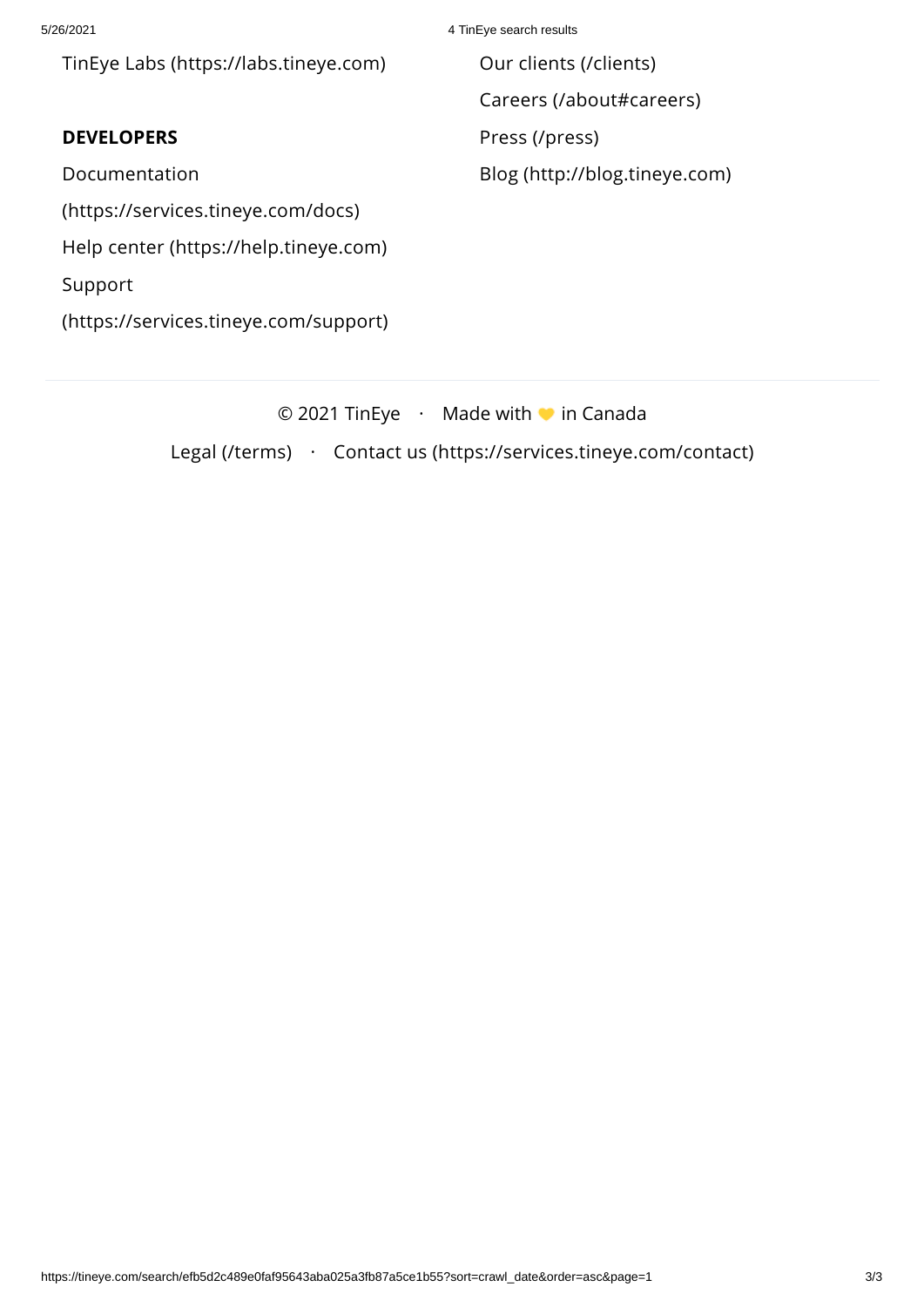TinEye Labs (https://labs.tineye.com)

**DEVELOPERS**

Documentation (https://services.tineye.com/docs)

Help center (https://help.tineye.com)

Support (https://services.tineye.com/support)

Our clients (/clients)

Careers (/about#careers)

Press (/press)

Blog (http://blog.tineye.com)

© 2021 TinEye · Made with 💛 in Canada

Legal (/terms) · Contact us (https://services.tineye.com/contact)